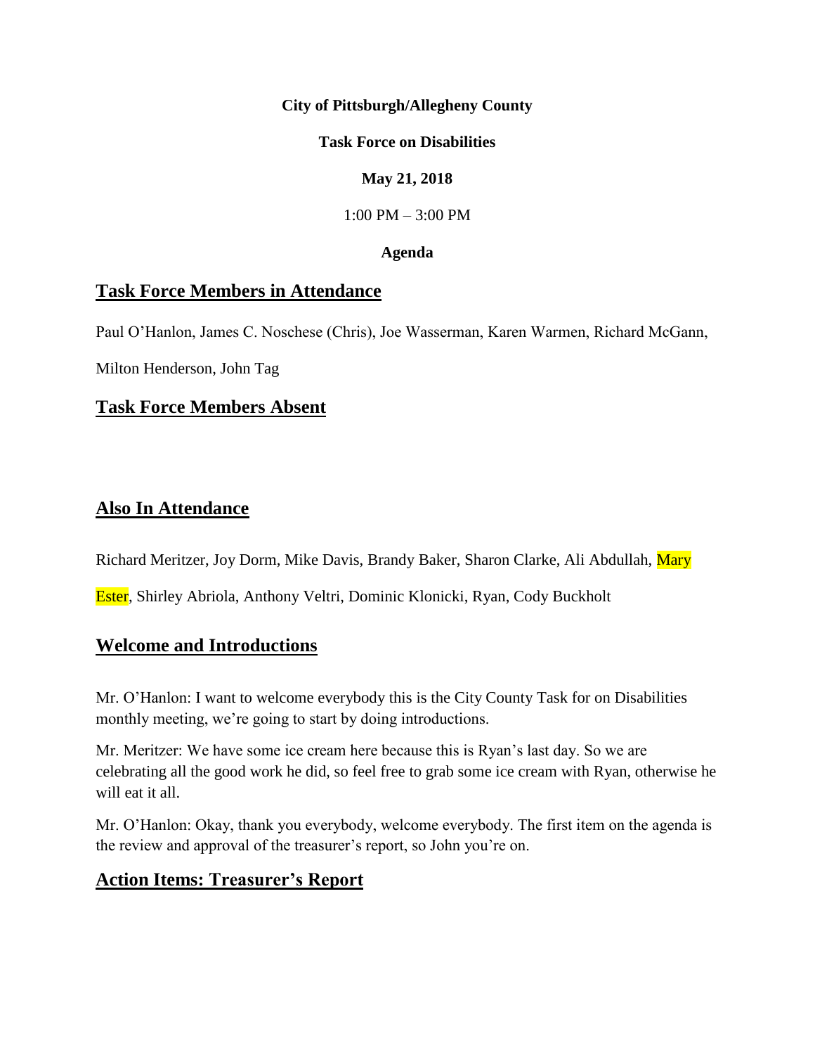**City of Pittsburgh/Allegheny County**

**Task Force on Disabilities**

**May 21, 2018**

1:00 PM – 3:00 PM

**Agenda**

## Task Force Members in Attendance

Paul O'Hanlon, James C. Noschese (Chris), Joe Wasserman, Karen Warmen, Richard McGann, Milton Henderson, John Tag

## Task Force Members Absent

## Also In Attendance

Richard Meritzer, Joy Dorm, Mike Davis, Brandy Baker, Sharon Clarke, Ali Abdullah, Mary Ester, Shirley Abriola, Anthony Veltri, Dominic Klonicki, Ryan, Cody Buckholt

## Welcome and Introductions

Mr. O'Hanlon: I want to welcome everybody this is the City County Task for on Disabilities monthly meeting, we're going to start by doing introductions.

Mr. Meritzer: We have some ice cream here because this is Ryan's last day. So we are celebrating all the good work he did, so feel free to grab some ice cream with Ryan, otherwise he will eat it all.

Mr. O'Hanlon: Okay, thank you everybody, welcome everybody. The first item on the agenda is the review and approval of the treasurer's report, so John you're on.

## Action Items: Treasurer's Report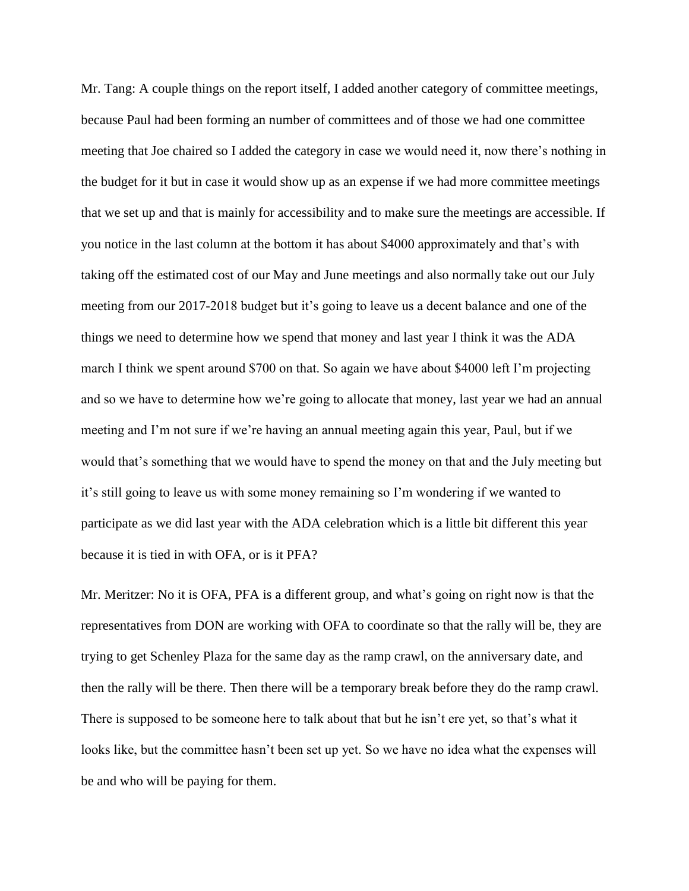Mr. Tang: A couple things on the report itself, I added another category of committee meetings, because Paul had been forming an number of committees and of those we had one committee meeting that Joe chaired so I added the category in case we would need it, now there's nothing in the budget for it but in case it would show up as an expense if we had more committee meetings that we set up and that is mainly for accessibility and to make sure the meetings are accessible. If you notice in the last column at the bottom it has about $4000 approximately and that's with taking off the estimated cost of our May and June meetings and also normally take out our July meeting from our 2017-2018 budget but it's going to leave us a decent balance and one of the things we need to determine how we spend that money and last year I think it was the ADA march I think we spent around $700 on that. So again we have about $4000 left I'm projecting and so we have to determine how we're going to allocate that money, last year we had an annual meeting and I'm not sure if we're having an annual meeting again this year, Paul, but if we would that's something that we would have to spend the money on that and the July meeting but it's still going to leave us with some money remaining so I'm wondering if we wanted to participate as we did last year with the ADA celebration which is a little bit different this year because it is tied in with OFA, or is it PFA?

Mr. Meritzer: No it is OFA, PFA is a different group, and what's going on right now is that the representatives from DON are working with OFA to coordinate so that the rally will be, they are trying to get Schenley Plaza for the same day as the ramp crawl, on the anniversary date, and then the rally will be there. Then there will be a temporary break before they do the ramp crawl. There is supposed to be someone here to talk about that but he isn't ere yet, so that's what it looks like, but the committee hasn't been set up yet. So we have no idea what the expenses will be and who will be paying for them.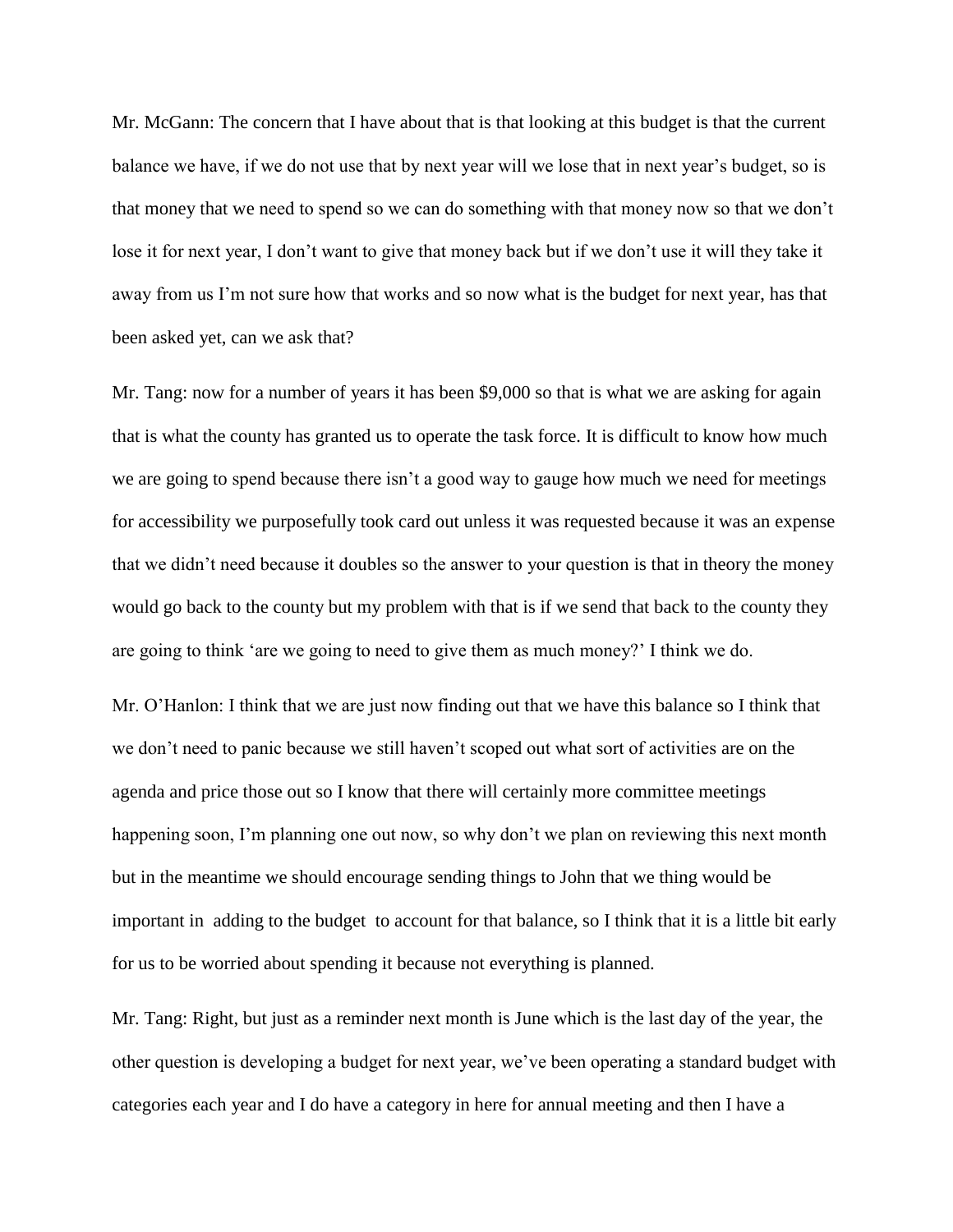Mr. McGann: The concern that I have about that is that looking at this budget is that the current balance we have, if we do not use that by next year will we lose that in next year's budget, so is that money that we need to spend so we can do something with that money now so that we don't lose it for next year, I don't want to give that money back but if we don't use it will they take it away from us I'm not sure how that works and so now what is the budget for next year, has that been asked yet, can we ask that?

Mr. Tang: now for a number of years it has been $9,000 so that is what we are asking for again that is what the county has granted us to operate the task force. It is difficult to know how much we are going to spend because there isn't a good way to gauge how much we need for meetings for accessibility we purposefully took card out unless it was requested because it was an expense that we didn't need because it doubles so the answer to your question is that in theory the money would go back to the county but my problem with that is if we send that back to the county they are going to think 'are we going to need to give them as much money?' I think we do.

Mr. O'Hanlon: I think that we are just now finding out that we have this balance so I think that we don't need to panic because we still haven't scoped out what sort of activities are on the agenda and price those out so I know that there will certainly more committee meetings happening soon, I'm planning one out now, so why don't we plan on reviewing this next month but in the meantime we should encourage sending things to John that we thing would be important in adding to the budget to account for that balance, so I think that it is a little bit early for us to be worried about spending it because not everything is planned.

Mr. Tang: Right, but just as a reminder next month is June which is the last day of the year, the other question is developing a budget for next year, we've been operating a standard budget with categories each year and I do have a category in here for annual meeting and then I have a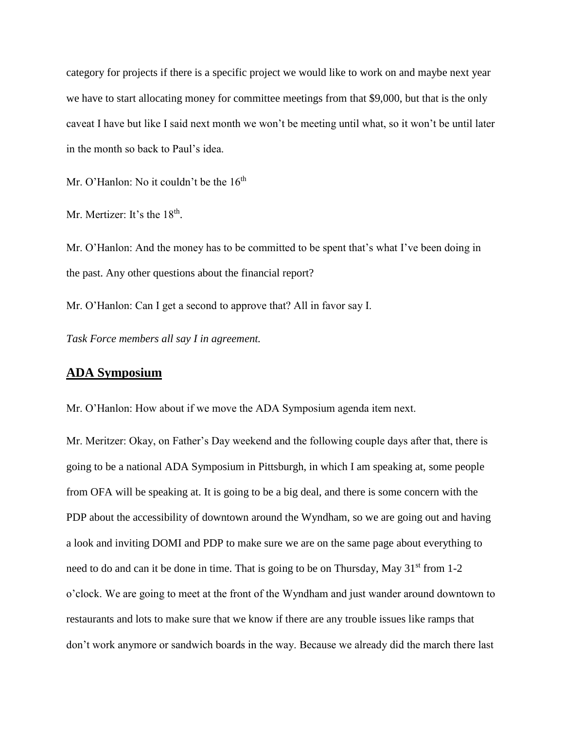category for projects if there is a specific project we would like to work on and maybe next year we have to start allocating money for committee meetings from that $9,000, but that is the only caveat I have but like I said next month we won't be meeting until what, so it won't be until later in the month so back to Paul's idea.

Mr. O'Hanlon: No it couldn't be the 16th

Mr. Mertizer: It's the 18th.

Mr. O'Hanlon: And the money has to be committed to be spent that's what I've been doing in the past. Any other questions about the financial report?

Mr. O'Hanlon: Can I get a second to approve that? All in favor say I.

*Task Force members all say I in agreement.*

## ADA Symposium

Mr. O'Hanlon: How about if we move the ADA Symposium agenda item next.

Mr. Meritzer: Okay, on Father's Day weekend and the following couple days after that, there is going to be a national ADA Symposium in Pittsburgh, in which I am speaking at, some people from OFA will be speaking at. It is going to be a big deal, and there is some concern with the PDP about the accessibility of downtown around the Wyndham, so we are going out and having a look and inviting DOMI and PDP to make sure we are on the same page about everything to need to do and can it be done in time. That is going to be on Thursday, May 31st from 1-2 o'clock. We are going to meet at the front of the Wyndham and just wander around downtown to restaurants and lots to make sure that we know if there are any trouble issues like ramps that don't work anymore or sandwich boards in the way. Because we already did the march there last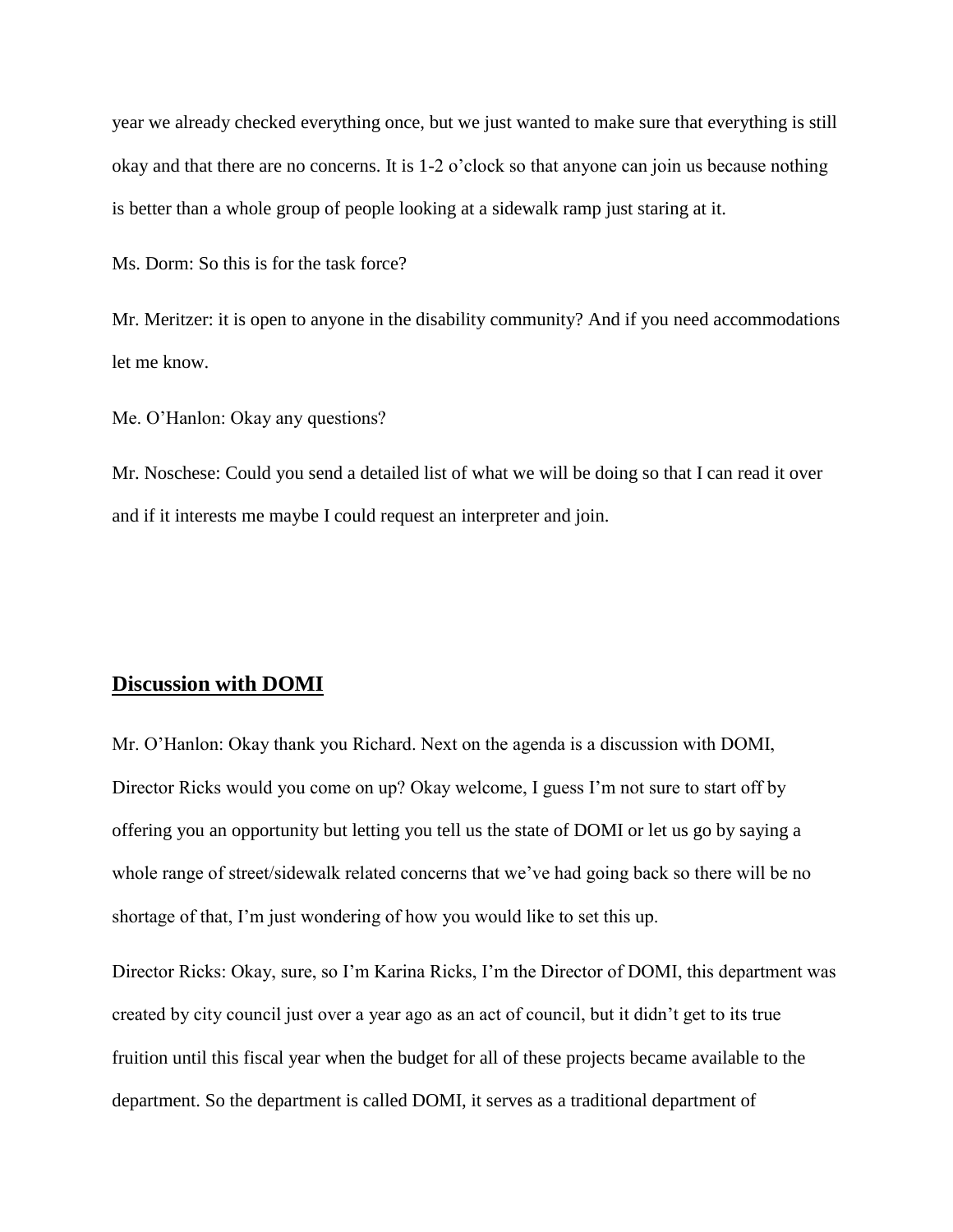year we already checked everything once, but we just wanted to make sure that everything is still okay and that there are no concerns. It is 1-2 o'clock so that anyone can join us because nothing is better than a whole group of people looking at a sidewalk ramp just staring at it.

Ms. Dorm: So this is for the task force?

Mr. Meritzer: it is open to anyone in the disability community? And if you need accommodations let me know.

Me. O'Hanlon: Okay any questions?

Mr. Noschese: Could you send a detailed list of what we will be doing so that I can read it over and if it interests me maybe I could request an interpreter and join.

## Discussion with DOMI

Mr. O'Hanlon: Okay thank you Richard. Next on the agenda is a discussion with DOMI, Director Ricks would you come on up? Okay welcome, I guess I'm not sure to start off by offering you an opportunity but letting you tell us the state of DOMI or let us go by saying a whole range of street/sidewalk related concerns that we've had going back so there will be no shortage of that, I'm just wondering of how you would like to set this up.

Director Ricks: Okay, sure, so I'm Karina Ricks, I'm the Director of DOMI, this department was created by city council just over a year ago as an act of council, but it didn't get to its true fruition until this fiscal year when the budget for all of these projects became available to the department. So the department is called DOMI, it serves as a traditional department of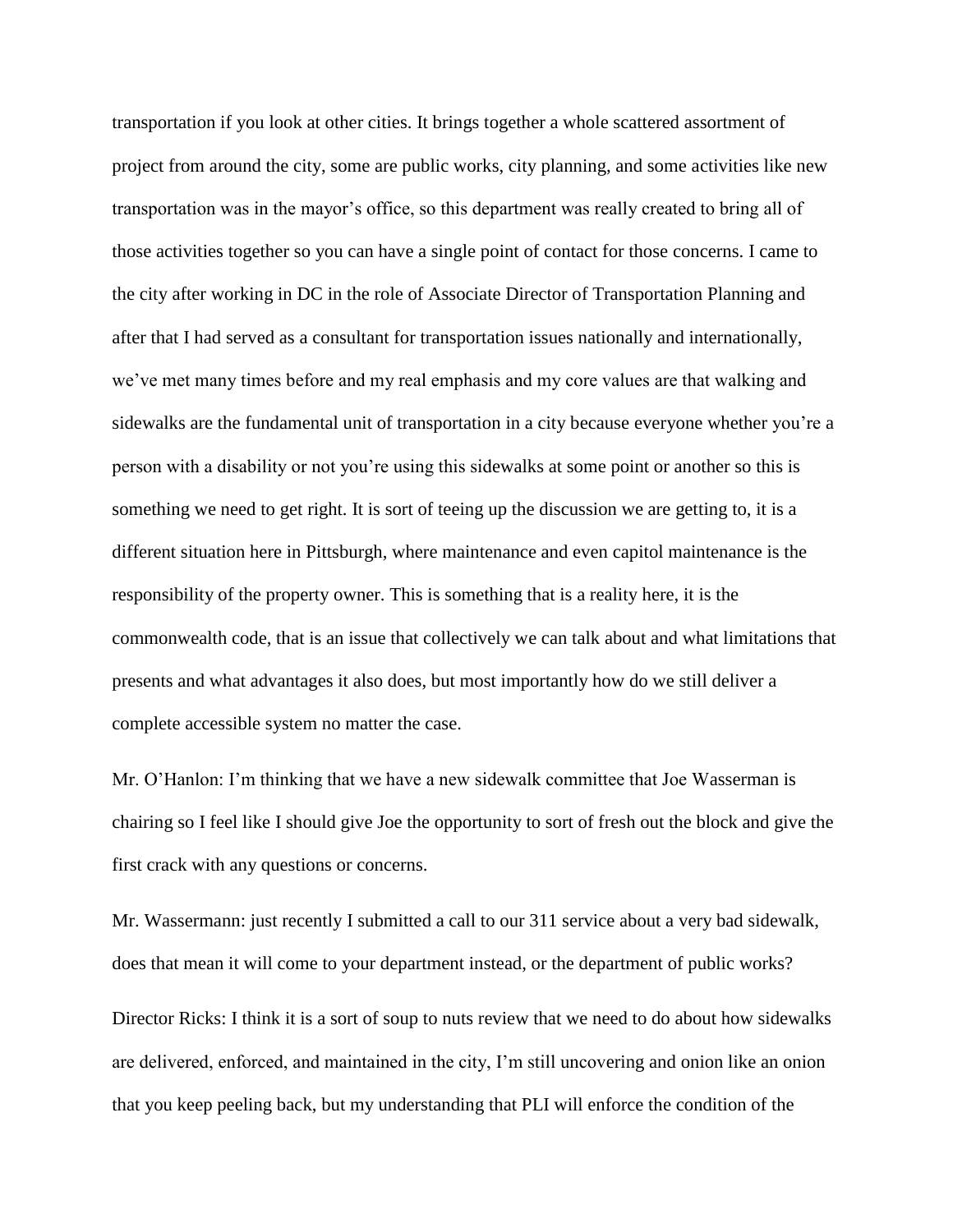transportation if you look at other cities. It brings together a whole scattered assortment of project from around the city, some are public works, city planning, and some activities like new transportation was in the mayor's office, so this department was really created to bring all of those activities together so you can have a single point of contact for those concerns. I came to the city after working in DC in the role of Associate Director of Transportation Planning and after that I had served as a consultant for transportation issues nationally and internationally, we've met many times before and my real emphasis and my core values are that walking and sidewalks are the fundamental unit of transportation in a city because everyone whether you're a person with a disability or not you're using this sidewalks at some point or another so this is something we need to get right. It is sort of teeing up the discussion we are getting to, it is a different situation here in Pittsburgh, where maintenance and even capitol maintenance is the responsibility of the property owner. This is something that is a reality here, it is the commonwealth code, that is an issue that collectively we can talk about and what limitations that presents and what advantages it also does, but most importantly how do we still deliver a complete accessible system no matter the case.

Mr. O'Hanlon: I'm thinking that we have a new sidewalk committee that Joe Wasserman is chairing so I feel like I should give Joe the opportunity to sort of fresh out the block and give the first crack with any questions or concerns.

Mr. Wassermann: just recently I submitted a call to our 311 service about a very bad sidewalk, does that mean it will come to your department instead, or the department of public works?

Director Ricks: I think it is a sort of soup to nuts review that we need to do about how sidewalks are delivered, enforced, and maintained in the city, I'm still uncovering and onion like an onion that you keep peeling back, but my understanding that PLI will enforce the condition of the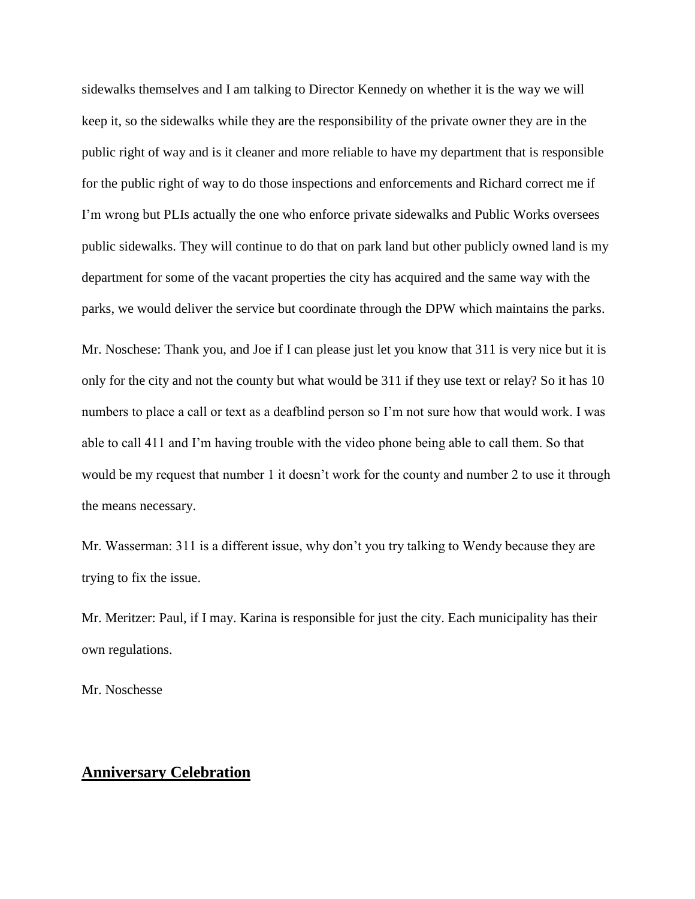sidewalks themselves and I am talking to Director Kennedy on whether it is the way we will keep it, so the sidewalks while they are the responsibility of the private owner they are in the public right of way and is it cleaner and more reliable to have my department that is responsible for the public right of way to do those inspections and enforcements and Richard correct me if I'm wrong but PLIs actually the one who enforce private sidewalks and Public Works oversees public sidewalks. They will continue to do that on park land but other publicly owned land is my department for some of the vacant properties the city has acquired and the same way with the parks, we would deliver the service but coordinate through the DPW which maintains the parks.

Mr. Noschese: Thank you, and Joe if I can please just let you know that 311 is very nice but it is only for the city and not the county but what would be 311 if they use text or relay? So it has 10 numbers to place a call or text as a deafblind person so I'm not sure how that would work. I was able to call 411 and I'm having trouble with the video phone being able to call them. So that would be my request that number 1 it doesn't work for the county and number 2 to use it through the means necessary.

Mr. Wasserman: 311 is a different issue, why don't you try talking to Wendy because they are trying to fix the issue.

Mr. Meritzer: Paul, if I may. Karina is responsible for just the city. Each municipality has their own regulations.

Mr. Noschesse

## Anniversary Celebration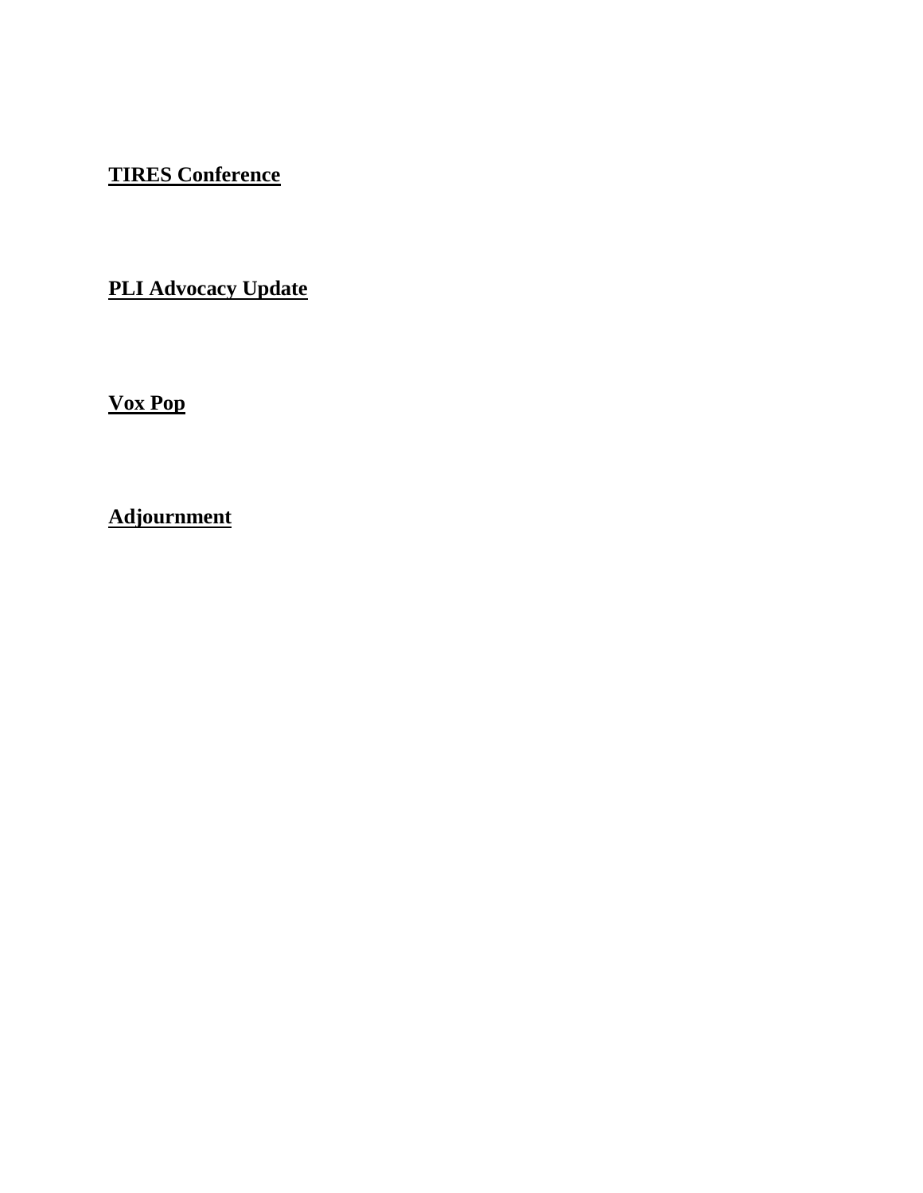**TIRES Conference**

**PLI Advocacy Update**

**Vox Pop**

**Adjournment**